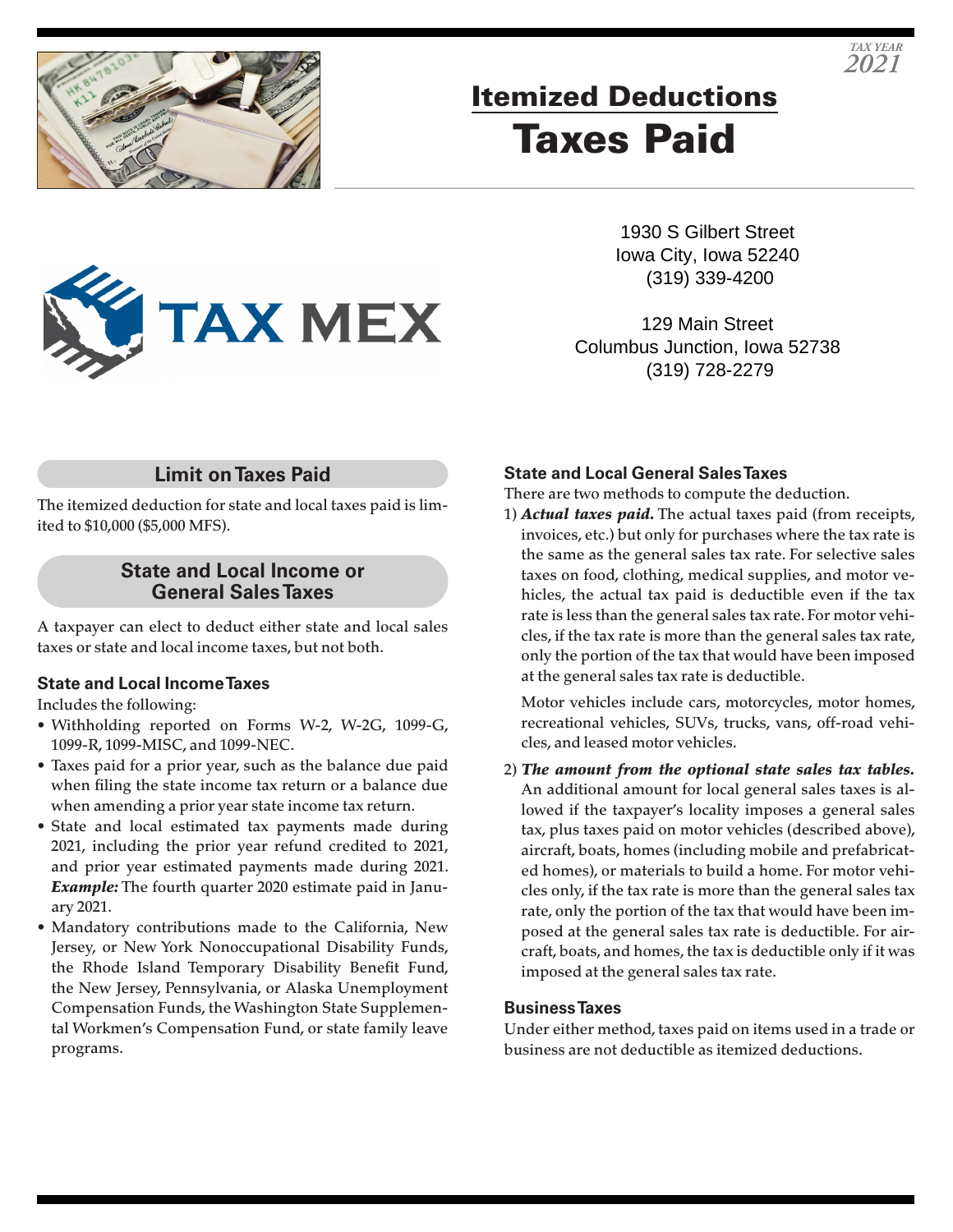TAX YEAR 2021

# Itemized Deductions

# Taxes Paid

TAX MEX

1930 S Gilbert Street
Iowa City, Iowa 52240
(319) 339-4200

129 Main Street
Columbus Junction, Iowa 52738
(319) 728-2279

## Limit on Taxes Paid

The itemized deduction for state and local taxes paid is limited to $10,000 ($5,000 MFS).

## State and Local Income or General Sales Taxes

A taxpayer can elect to deduct either state and local sales taxes or state and local income taxes, but not both.

### State and Local Income Taxes

Includes the following:

- Withholding reported on Forms W-2, W-2G, 1099-G, 1099-R, 1099-MISC, and 1099-NEC.
- Taxes paid for a prior year, such as the balance due paid when filing the state income tax return or a balance due when amending a prior year state income tax return.
- State and local estimated tax payments made during 2021, including the prior year refund credited to 2021, and prior year estimated payments made during 2021. ***Example:*** The fourth quarter 2020 estimate paid in January 2021.
- Mandatory contributions made to the California, New Jersey, or New York Nonoccupational Disability Funds, the Rhode Island Temporary Disability Benefit Fund, the New Jersey, Pennsylvania, or Alaska Unemployment Compensation Funds, the Washington State Supplemental Workmen's Compensation Fund, or state family leave programs.

### State and Local General Sales Taxes

There are two methods to compute the deduction.

1) ***Actual taxes paid.*** The actual taxes paid (from receipts, invoices, etc.) but only for purchases where the tax rate is the same as the general sales tax rate. For selective sales taxes on food, clothing, medical supplies, and motor vehicles, the actual tax paid is deductible even if the tax rate is less than the general sales tax rate. For motor vehicles, if the tax rate is more than the general sales tax rate, only the portion of the tax that would have been imposed at the general sales tax rate is deductible.

   Motor vehicles include cars, motorcycles, motor homes, recreational vehicles, SUVs, trucks, vans, off-road vehicles, and leased motor vehicles.

2) ***The amount from the optional state sales tax tables.*** An additional amount for local general sales taxes is allowed if the taxpayer's locality imposes a general sales tax, plus taxes paid on motor vehicles (described above), aircraft, boats, homes (including mobile and prefabricated homes), or materials to build a home. For motor vehicles only, if the tax rate is more than the general sales tax rate, only the portion of the tax that would have been imposed at the general sales tax rate is deductible. For aircraft, boats, and homes, the tax is deductible only if it was imposed at the general sales tax rate.

### Business Taxes

Under either method, taxes paid on items used in a trade or business are not deductible as itemized deductions.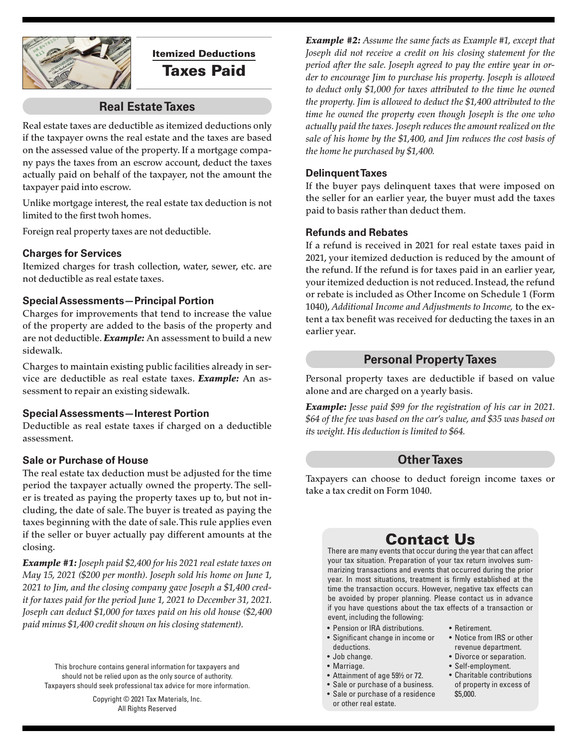## Itemized Deductions

# Taxes Paid

## Real Estate Taxes

Real estate taxes are deductible as itemized deductions only if the taxpayer owns the real estate and the taxes are based on the assessed value of the property. If a mortgage company pays the taxes from an escrow account, deduct the taxes actually paid on behalf of the taxpayer, not the amount the taxpayer paid into escrow.

Unlike mortgage interest, the real estate tax deduction is not limited to the first twoh homes.

Foreign real property taxes are not deductible.

### Charges for Services

Itemized charges for trash collection, water, sewer, etc. are not deductible as real estate taxes.

### Special Assessments—Principal Portion

Charges for improvements that tend to increase the value of the property are added to the basis of the property and are not deductible. ***Example:*** An assessment to build a new sidewalk.

Charges to maintain existing public facilities already in service are deductible as real estate taxes. ***Example:*** An assessment to repair an existing sidewalk.

### Special Assessments—Interest Portion

Deductible as real estate taxes if charged on a deductible assessment.

### Sale or Purchase of House

The real estate tax deduction must be adjusted for the time period the taxpayer actually owned the property. The seller is treated as paying the property taxes up to, but not including, the date of sale. The buyer is treated as paying the taxes beginning with the date of sale. This rule applies even if the seller or buyer actually pay different amounts at the closing.

***Example #1:*** *Joseph paid $2,400 for his 2021 real estate taxes on May 15, 2021 ($200 per month). Joseph sold his home on June 1, 2021 to Jim, and the closing company gave Joseph a $1,400 credit for taxes paid for the period June 1, 2021 to December 31, 2021. Joseph can deduct $1,000 for taxes paid on his old house ($2,400 paid minus $1,400 credit shown on his closing statement).*

***Example #2:*** *Assume the same facts as Example #1, except that Joseph did not receive a credit on his closing statement for the period after the sale. Joseph agreed to pay the entire year in order to encourage Jim to purchase his property. Joseph is allowed to deduct only $1,000 for taxes attributed to the time he owned the property. Jim is allowed to deduct the $1,400 attributed to the time he owned the property even though Joseph is the one who actually paid the taxes. Joseph reduces the amount realized on the sale of his home by the $1,400, and Jim reduces the cost basis of the home he purchased by $1,400.*

### Delinquent Taxes

If the buyer pays delinquent taxes that were imposed on the seller for an earlier year, the buyer must add the taxes paid to basis rather than deduct them.

### Refunds and Rebates

If a refund is received in 2021 for real estate taxes paid in 2021, your itemized deduction is reduced by the amount of the refund. If the refund is for taxes paid in an earlier year, your itemized deduction is not reduced. Instead, the refund or rebate is included as Other Income on Schedule 1 (Form 1040), *Additional Income and Adjustments to Income,* to the extent a tax benefit was received for deducting the taxes in an earlier year.

## Personal Property Taxes

Personal property taxes are deductible if based on value alone and are charged on a yearly basis.

***Example:*** *Jesse paid $99 for the registration of his car in 2021. $64 of the fee was based on the car's value, and $35 was based on its weight. His deduction is limited to $64.*

## Other Taxes

Taxpayers can choose to deduct foreign income taxes or take a tax credit on Form 1040.

## Contact Us

There are many events that occur during the year that can affect your tax situation. Preparation of your tax return involves summarizing transactions and events that occurred during the prior year. In most situations, treatment is firmly established at the time the transaction occurs. However, negative tax effects can be avoided by proper planning. Please contact us in advance if you have questions about the tax effects of a transaction or event, including the following:

- Pension or IRA distributions.
- Significant change in income or deductions.
- Job change.
- Marriage.
- Attainment of age 59½ or 72.
- Sale or purchase of a business.
- Sale or purchase of a residence or other real estate.
- Retirement.
- Notice from IRS or other revenue department.
- Divorce or separation.
- Self-employment.
- Charitable contributions of property in excess of $5,000.

This brochure contains general information for taxpayers and should not be relied upon as the only source of authority. Taxpayers should seek professional tax advice for more information.

Copyright © 2021 Tax Materials, Inc.
All Rights Reserved